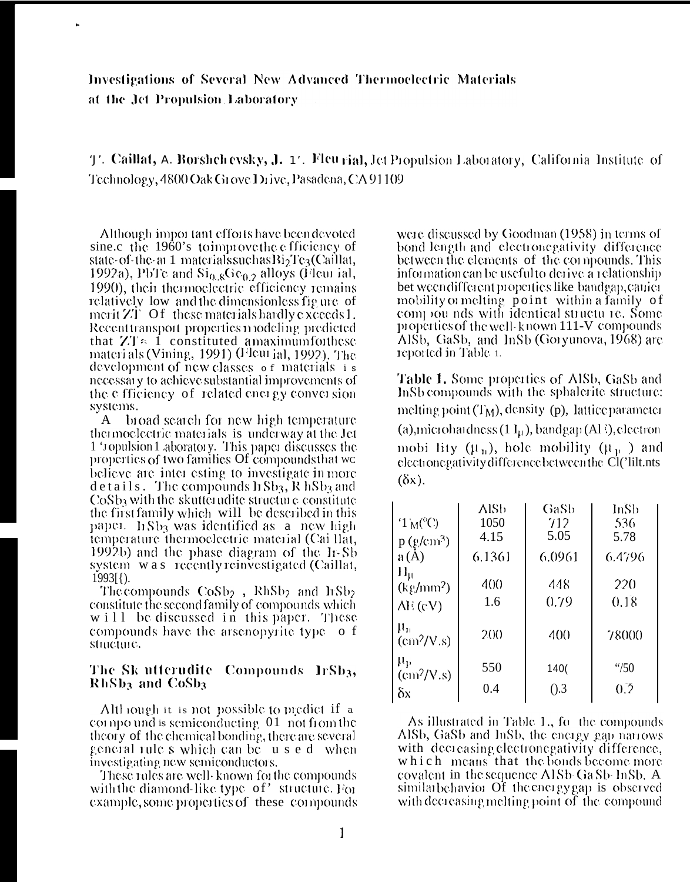# Investigations of Several New Advanced Thermoelectric Materials at the Jet Propulsion Laboratory

T. Caillat, A. Borshchevsky, J. P. Fleurial, Jet Propulsion Laboratory, California Institute of Technology, 4800 Oak Grove Drive, Pasadena, CA 91109

Although important efforts have been devoted since the 1960's to improve the efficiency of state-of-the-art materials such as $Bi_2Te_3$ (Caillat, 1992a), PbTe and $Si_{0.8}Ge_{0.2}$ alloys (Fleurial, 1990), their thermoelectric efficiency remains relatively low and the dimensionless figure of merit ZT of these materials hardly exceeds 1. Recent transport properties modeling predicted that $ZT \approx 1$ constituted a maximum for these materials (Vining, 1991) (Fleurial, 1992). The development of new classes of materials is necessary to achieve substantial improvements of the efficiency of related energy conversion systems.

A broad search for new high temperature thermoelectric materials is underway at the Jet Propulsion Laboratory. This paper discusses the properties of two families of compounds that we believe are interesting to investigate in more details. The compounds $IrSb_3$, $RhSb_3$ and $CoSb_3$ with the skutterudite structure constitute the first family which will be described in this paper. $IrSb_3$ was identified as a new high temperature thermoelectric material (Caillat, 1992b) and the phase diagram of the Ir-Sb system was recently reinvestigated (Caillat, 1993[).

The compounds $CoSb_2$, $RhSb_2$ and $IrSb_2$ constitute the second family of compounds which will be discussed in this paper. These compounds have the arsenopyrite type of structure.

## The Skutterudite Compounds $IrSb_3$, $RhSb_3$ and $CoSb_3$

Although it is not possible to predict if a compound is semiconducting or not from the theory of the chemical bonding, there are several general rules which can be used when investigating new semiconductors.

These rules are well-known for the compounds with the diamond-like type of structure. For example, some properties of these compounds were discussed by Goodman (1958) in terms of bond length and electronegativity difference between the elements of the compounds. This information can be useful to derive a relationship between different properties like bandgap, carrier mobility or melting point within a family of compounds with identical structure. Some properties of the well-known III-V compounds AlSb, GaSb, and InSb (Goryunova, 1968) are reported in Table 1.

**Table 1.** Some properties of AlSb, GaSb and InSb compounds with the sphalerite structure: melting point ($T_M$), density (ρ), lattice parameter (a), microhardness ($H_\mu$), bandgap (ΔE), electron mobility ($\mu_n$), hole mobility ($\mu_p$) and electronegativity difference between the elements (δx).

| | AlSb | GaSb | InSb |
|---|---|---|---|
| $T_M$ (°C) | 1050 | 712 | 536 |
| ρ (g/cm³) | 4.15 | 5.05 | 5.78 |
| a (Å) | 6.1361 | 6.0961 | 6.4796 |
| $H_\mu$ (kg/mm²) | 400 | 448 | 220 |
| ΔE (eV) | 1.6 | 0.79 | 0.18 |
| $\mu_n$ (cm²/V.s) | 200 | 400 | 78000 |
| $\mu_p$ (cm²/V.s) | 550 | 140( | "/50 |
| δx | 0.4 | 0.3 | 0.2 |

As illustrated in Table 1., for the compounds AlSb, GaSb and InSb, the energy gap narrows with decreasing electronegativity difference, which means that the bonds become more covalent in the sequence AlSb-GaSb-InSb. A similar behavior of the energy gap is observed with decreasing melting point of the compound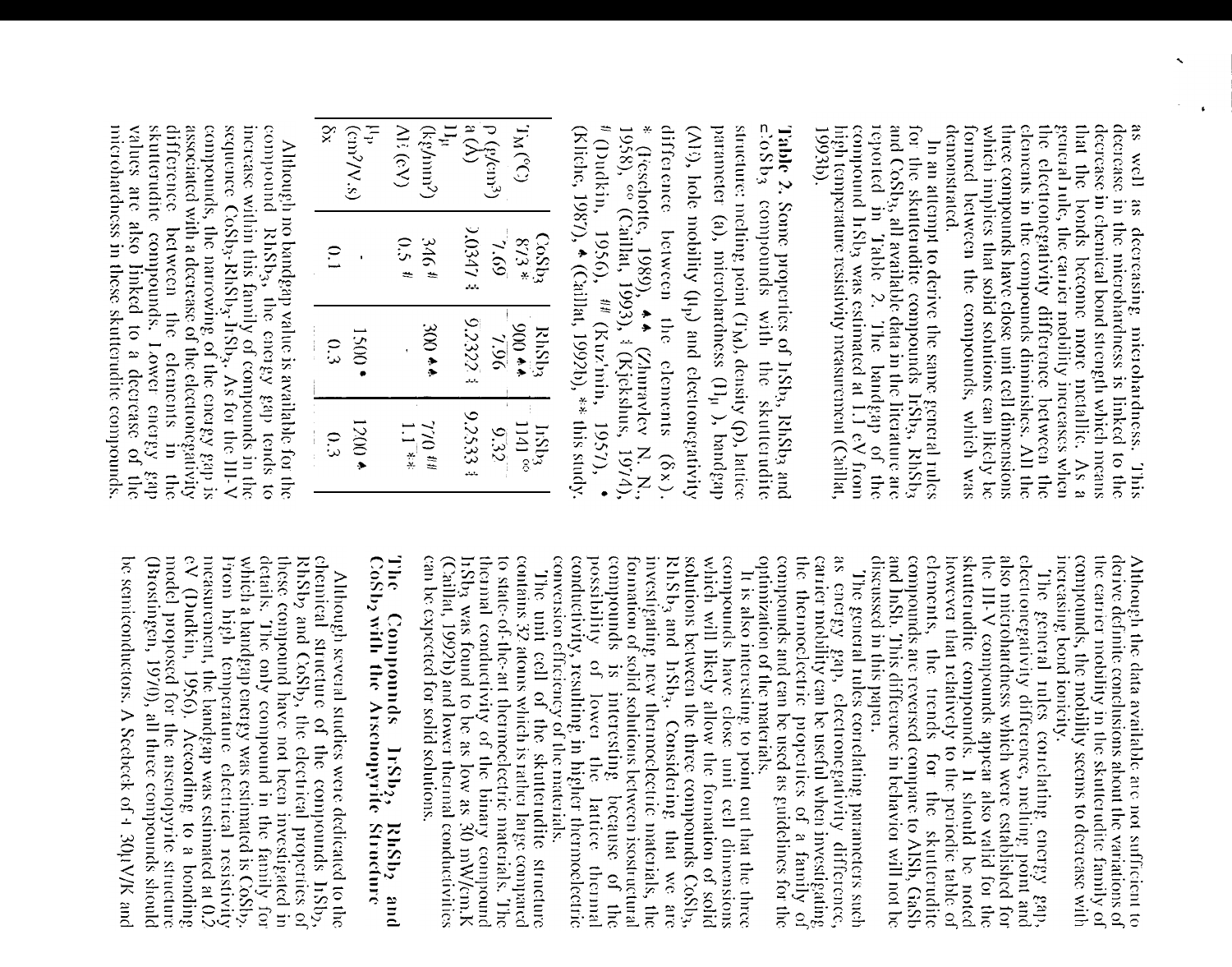as well as decreasing microhardness. This decrease in the microhardness is linked to the decrease in chemical bond strength which means that the bonds become more metallic. As a general rule, the carrier mobility increases when the electronegativity difference between the elements in the compounds diminishes. All the three compounds have close unit cell dimensions which implies that solid solutions can likely be formed between the compounds, which was demonstrated.

In an attempt to derive the same general rules for the skutterudite compounds $IrSb_3$, $RhSb_3$ and $CoSb_3$, all available data in the literature are reported in Table 2. The bandgap of the compound $IrSb_3$ was estimated at 1.1 eV from high temperature resistivity measurement (Caillat, 1993b).

**Table 2.** Some properties of $IrSb_3$, $RhSb_3$ and $CoSb_3$ compounds with the skutterudite structure: melting point ($T_M$), density (ρ), lattice parameter (a), microhardness ($H_\mu$), bandgap ($\Delta E$), hole mobility ($\mu_p$) and electronegativity difference between the elements ($\delta x$). * (Feschotte, 1989), ♠♠ (Zhuravlev N. N., 1958), °° (Caillat, 1993), ‡ (Kjekshus, 1974), # (Dudkin, 1956), ## (Kuz'min, 1957), • (Kliche, 1987), ♠ (Caillat, 1992b), ** this study.

| | $CoSb_3$ | $RhSb_3$ | $IrSb_3$ |
|---|---|---|---|
| $T_M$ (°C) | 873 * | 900 ♠♠ | 1141 °° |
| ρ ($g/cm^3$) | 7.69 | 7.96 | 9.32 |
| a (Å) | 9.0347 ‡ | 9.2322 ‡ | 9.2533 ‡ |
| $H_\mu$ ($kg/mm^2$) | 346 # | 300 ♠♠ | 770 ## |
| $\Delta E$ (eV) | 0.5 # | - | 1.1 ** |
| $\mu_p$ ($cm^2/V.s$) | - | 1500 • | 1200 ♠ |
| $\delta x$ | 0.1 | 0.3 | 0.3 |

Although no bandgap value is available for the compound $RhSb_3$, the energy gap tends to increase within this family of compounds in the sequence $CoSb_3$-$RhSb_3$-$IrSb_3$. As for the III-V compounds, the narrowing of the energy gap is associated with a decrease of the electronegativity difference between the elements in the skutterudite compounds. Lower energy gap values are also linked to a decrease of the microhardness in these skutterudite compounds. Although the data available are not sufficient to derive definite conclusions about the variations of the carrier mobility in the skutterudite family of compounds, the mobility seems to decrease with increasing bond ionicity.

The general rules correlating energy gap, electronegativity difference, melting point and also microhardness which were established for the III-V compounds appear also valid for the skutterudite compounds. It should be noted however that relatively to the periodic table of elements, the trends for the skutterudite compounds are reversed compare to AlSb, GaSb and InSb. This difference in behavior will not be discussed in this paper.

The general rules correlating parameters such as energy gap, electronegativity difference, carrier mobility can be useful when investigating the thermoelectric properties of a family of compounds and can be used as guidelines for the optimization of the materials.

It is also interesting to point out that the three compounds have close unit cell dimensions which will likely allow the formation of solid solutions between the three compounds $CoSb_3$, $RhSb_3$ and $IrSb_3$. Considering that we are investigating new thermoelectric materials, the formation of solid solutions between isostructural compounds is interesting because of the possibility of lower the lattice thermal conductivity, resulting in higher thermoelectric conversion efficiency of the materials.

The unit cell of the skutterudite structure contains 32 atoms which is rather large compared to state-of-the-art thermoelectric materials. The thermal conductivity of the binary compound $IrSb_3$ was found to be as low as 30 mW/cm.K (Caillat, 1992b) and lower thermal conductivities can be expected for solid solutions.

## The Compounds $IrSb_2$, $RhSb_2$ and $CoSb_2$ with the Arsenopyrite Structure

Although several studies were dedicated to the chemical structure of the compounds $IrSb_2$, $RhSb_2$ and $CoSb_2$, the electrical properties of these compound have not been investigated in details. The only compound in the family for which a bandgap energy was estimated is $CoSb_2$. From high temperature electrical resistivity measurement, the bandgap was estimated at 0.2 eV (Dudkin, 1956). According to a bonding model proposed for the arsenopyrite structure (Brostingen, 1970), all three compounds should be semiconductors. A Seebeck of + 30μV/K and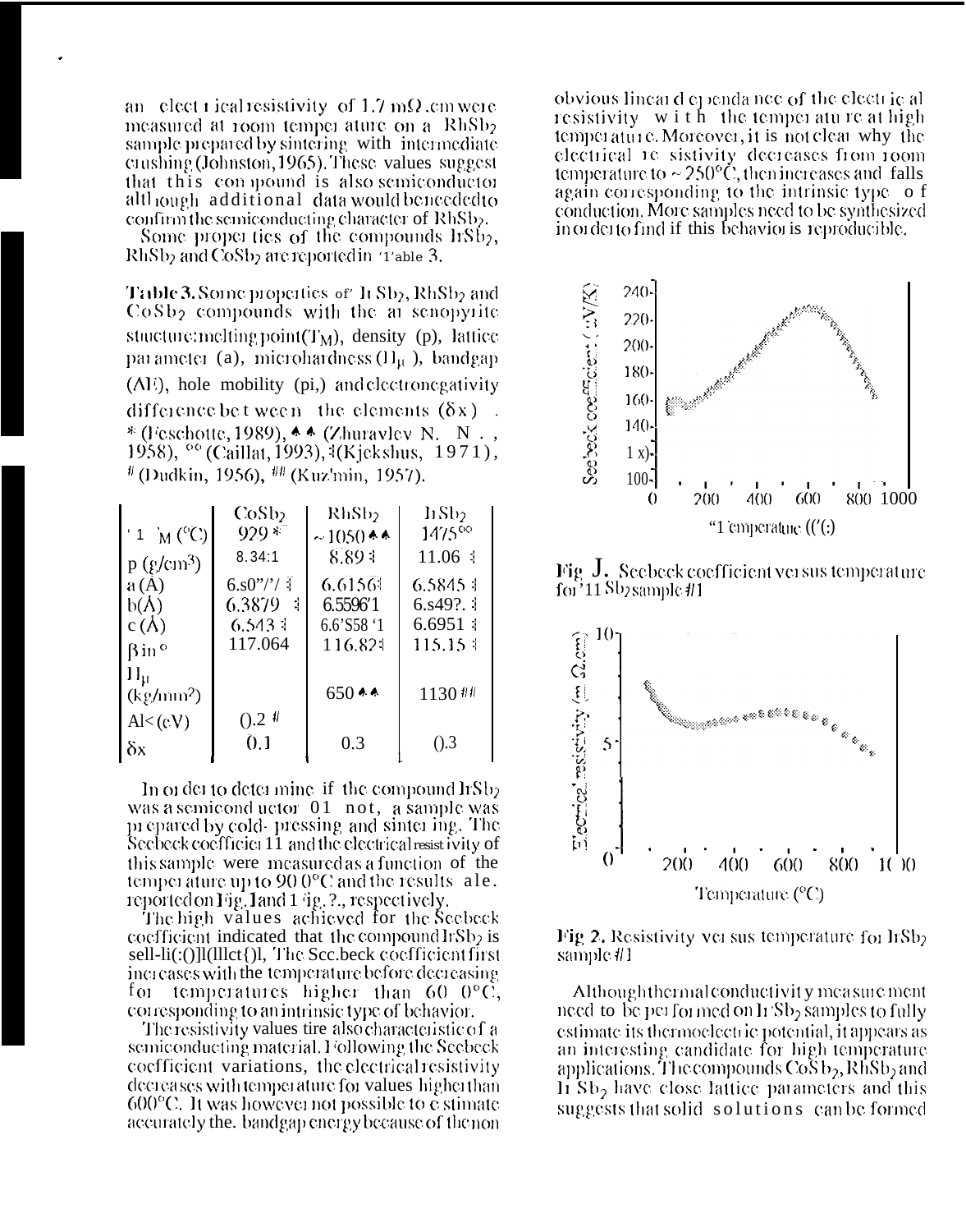an electrical resistivity of 1.7 mΩ.cm were measured at room temperature on a $RhSb_2$ sample prepared by sintering with intermediate crushing (Johnston, 1965). These values suggest that this compound is also semiconductor although additional data would be needed to confirm the semiconducting character of $RhSb_2$.

Some properties of the compounds $IrSb_2$, $RhSb_2$ and $CoSb_2$ are reported in Table 3.

**Table 3.** Some properties of $IrSb_2$, $RhSb_2$ and $CoSb_2$ compounds with the arsenopyrite structure: melting point ($T_M$), density (ρ), lattice parameter (a), microhardness ($H_\mu$), bandgap (ΔE), hole mobility ($\mu_p$) and electronegativity difference between the elements (δx). * (Feschotte, 1989), ♠♠ (Zhuravlev N. N., 1958), °° (Caillat, 1993), ‡ (Kjekshus, 1971), # (Dudkin, 1956), ## (Kuz'min, 1957).

| | $CoSb_2$ | $RhSb_2$ | $IrSb_2$ |
|---|---|---|---|
| $T_M$ (°C) | 929 * | ~1050 ♠♠ | 1475°° |
| ρ (g/cm³) | 8.34 ‡ | 8.89 ‡ | 11.06 ‡ |
| a (Å) | 6.s0"/'/ ‡ | 6.6156 ‡ | 6.5845 ‡ |
| b(Å) | 6.3879 ‡ | 6.5596 ‡ | 6.s49?. ‡ |
| c (Å) | 6.543 ‡ | 6.6'S58 ‡ | 6.6951 ‡ |
| β in ° | 117.064 | 116.82 ‡ | 115.15 ‡ |
| $H_\mu$ (kg/mm²) | | 650 ♠♠ | 1130 ## |
| ΔE (eV) | 0.2 # | | |
| δx | 0.1 | 0.3 | 0.3 |

In order to determine if the compound $IrSb_2$ was a semiconductor or not, a sample was prepared by cold-pressing and sintering. The Seebeck coefficient and the electrical resistivity of this sample were measured as a function of the temperature up to 900°C and the results are reported on Fig. 1 and Fig. 2, respectively.

The high values achieved for the Seebeck coefficient indicated that the compound $IrSb_2$ is semiconductor. The Seebeck coefficient first increases with the temperature before decreasing for temperatures higher than 600°C, corresponding to an intrinsic type of behavior.

The resistivity values are also characteristic of a semiconducting material. Following the Seebeck coefficient variations, the electrical resistivity decreases with temperature for values higher than 600°C. It was however not possible to estimate accurately the bandgap energy because of the non obvious linear dependance of the electrical resistivity with the temperature at high temperature. Moreover, it is not clear why the electrical resistivity decreases from room temperature to ~250°C, then increases and falls again corresponding to the intrinsic type of conduction. More samples need to be synthesized in order to find if this behavior is reproducible.

**Fig. 1.** Seebeck coefficient versus temperature for $IrSb_2$ sample #1

**Fig. 2.** Resistivity versus temperature for $IrSb_2$ sample #1

Although thermal conductivity measurement need to be performed on $IrSb_2$ samples to fully estimate its thermoelectric potential, it appears as an interesting candidate for high temperature applications. The compounds $CoSb_2$, $RhSb_2$ and $IrSb_2$ have close lattice parameters and this suggests that solid solutions can be formed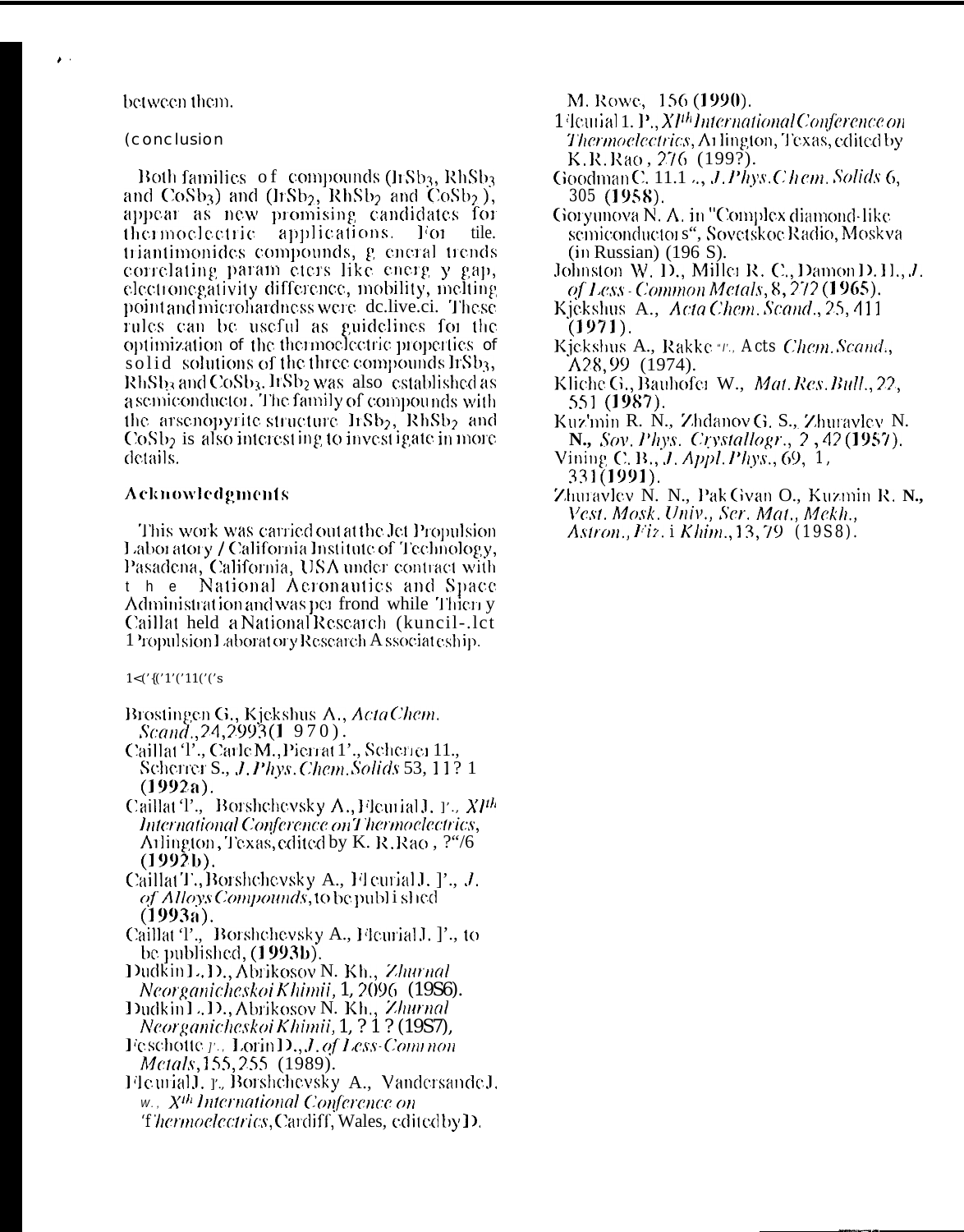between them.

## Conclusion

Both families of compounds ($IrSb_3$, $RhSb_3$ and $CoSb_3$) and ($IrSb_2$, $RhSb_2$ and $CoSb_2$), appear as new promising candidates for thermoelectric applications. For the triantimonides compounds, general trends correlating parameters like energy gap, electronegativity difference, mobility, melting point and microhardness were derived. These rules can be useful as guidelines for the optimization of the thermoelectric properties of solid solutions of the three compounds $IrSb_3$, $RhSb_3$ and $CoSb_3$. $IrSb_2$ was also established as a semiconductor. The family of compounds with the arsenopyrite structure $IrSb_2$, $RhSb_2$ and $CoSb_2$ is also interesting to investigate in more details.

## Acknowledgments

This work was carried out at the Jet Propulsion Laboratory / California Institute of Technology, Pasadena, California, USA under contract with the National Aeronautics and Space Administration and was performed while Thierry Caillat held a National Research Council-Jet Propulsion Laboratory Research Associateship.

## References

Brostingen G., Kjekshus A., *Acta Chem. Scand.*, 24, 2993 (1970).

Caillat T., Carle M., Pierrat P., Scherrer H., Scherrer S., *J. Phys. Chem. Solids* 53, 11?1 (1992a).

Caillat T., Borshchevsky A., Fleurial J. P., *XI[th] International Conference on Thermoelectrics*, Arlington, Texas, edited by K. R. Rao, ?"/6 (1992b).

Caillat T., Borshchevsky A., Fleurial J. P., *J. of Alloys Compounds*, to be published (1993a).

Caillat T., Borshchevsky A., Fleurial J. P., to be published, (1993b).

Dudkin L. D., Abrikosov N. Kh., *Zhurnal Neorganicheskoi Khimii*, 1, 2096 (1956).

Dudkin L. D., Abrikosov N. Kh., *Zhurnal Neorganicheskoi Khimii*, 1, ?1? (1957),

Feschotte P., Lorin D., *J. of Less-Common Metals*, 155, 255 (1989).

Fleurial J. P., Borshchevsky A., Vandersande J. W., *X[th] International Conference on Thermoelectrics*, Cardiff, Wales, edited by D. M. Rowe, 156 (1990).

Fleurial J. P., *XI[th] International Conference on Thermoelectrics*, Arlington, Texas, edited by K. R. Rao, 276 (199?).

Goodman C. H. L., *J. Phys. Chem. Solids* 6, 305 (1958).

Goryunova N. A. in "Complex diamond-like semiconductors", Sovetskoe Radio, Moskva (in Russian) (1965).

Johnston W. D., Miller R. C., Damon D. H., *J. of Less-Common Metals*, 8, 272 (1965).

Kjekshus A., *Acta Chem. Scand.*, 25, 411 (1971).

Kjekshus A., Rakke T., *Acta Chem. Scand.*, A28, 99 (1974).

Kliche G., Bauhofer W., *Mat. Res. Bull.*, 22, 551 (1987).

Kuz'min R. N., Zhdanov G. S., Zhuravlev N. N., *Sov. Phys. Crystallogr.*, 2, 42 (1957).

Vining C. B., *J. Appl. Phys.*, 69, 1, 331 (1991).

Zhuravlev N. N., Pak Gvan O., Kuzmin R. N., *Vest. Mosk. Univ., Ser. Mat., Mekh., Astron., Fiz. i Khim.*, 13, 79 (1958).